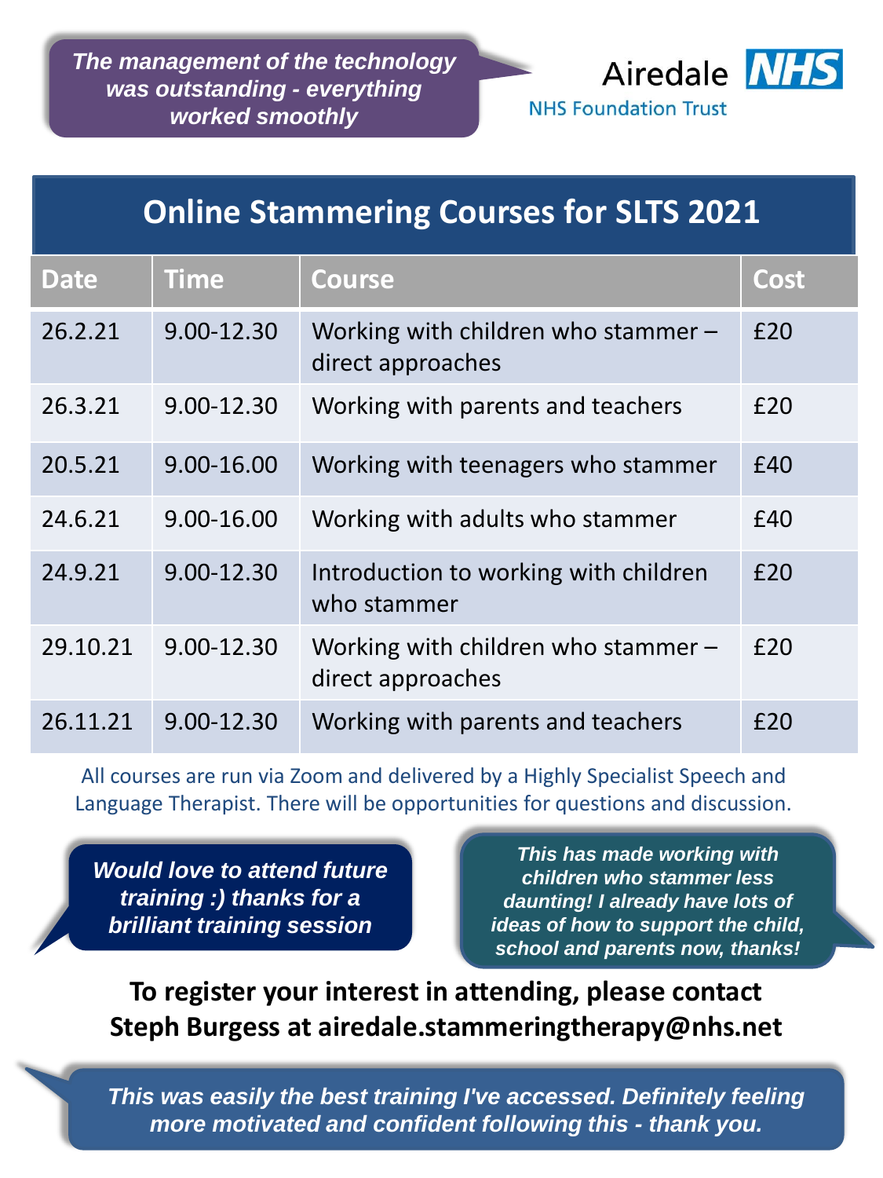*The management of the technology was outstanding - everything worked smoothly*

Airedale NHS

NHS Foundation Trust

# Online Stammering Courses for SLTS 2021

| Date | Time | Course | Cost |
|---|---|---|---|
| 26.2.21 | 9.00-12.30 | Working with children who stammer – direct approaches | £20 |
| 26.3.21 | 9.00-12.30 | Working with parents and teachers | £20 |
| 20.5.21 | 9.00-16.00 | Working with teenagers who stammer | £40 |
| 24.6.21 | 9.00-16.00 | Working with adults who stammer | £40 |
| 24.9.21 | 9.00-12.30 | Introduction to working with children who stammer | £20 |
| 29.10.21 | 9.00-12.30 | Working with children who stammer – direct approaches | £20 |
| 26.11.21 | 9.00-12.30 | Working with parents and teachers | £20 |

All courses are run via Zoom and delivered by a Highly Specialist Speech and Language Therapist. There will be opportunities for questions and discussion.

*Would love to attend future training :) thanks for a brilliant training session*

*This has made working with children who stammer less daunting! I already have lots of ideas of how to support the child, school and parents now, thanks!*

**To register your interest in attending, please contact Steph Burgess at airedale.stammeringtherapy@nhs.net**

*This was easily the best training I've accessed. Definitely feeling more motivated and confident following this - thank you.*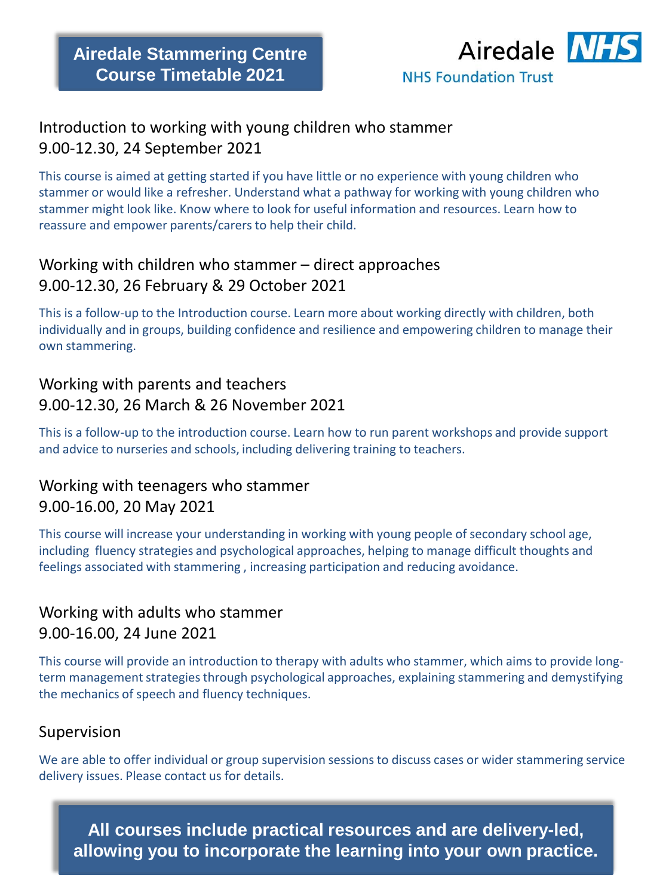# Airedale Stammering Centre Course Timetable 2021

Airedale NHS
NHS Foundation Trust

## Introduction to working with young children who stammer
## 9.00-12.30, 24 September 2021

This course is aimed at getting started if you have little or no experience with young children who stammer or would like a refresher. Understand what a pathway for working with young children who stammer might look like. Know where to look for useful information and resources. Learn how to reassure and empower parents/carers to help their child.

## Working with children who stammer – direct approaches
## 9.00-12.30, 26 February & 29 October 2021

This is a follow-up to the Introduction course. Learn more about working directly with children, both individually and in groups, building confidence and resilience and empowering children to manage their own stammering.

## Working with parents and teachers
## 9.00-12.30, 26 March & 26 November 2021

This is a follow-up to the introduction course. Learn how to run parent workshops and provide support and advice to nurseries and schools, including delivering training to teachers.

## Working with teenagers who stammer
## 9.00-16.00, 20 May 2021

This course will increase your understanding in working with young people of secondary school age, including fluency strategies and psychological approaches, helping to manage difficult thoughts and feelings associated with stammering , increasing participation and reducing avoidance.

## Working with adults who stammer
## 9.00-16.00, 24 June 2021

This course will provide an introduction to therapy with adults who stammer, which aims to provide long-term management strategies through psychological approaches, explaining stammering and demystifying the mechanics of speech and fluency techniques.

## Supervision

We are able to offer individual or group supervision sessions to discuss cases or wider stammering service delivery issues. Please contact us for details.

**All courses include practical resources and are delivery-led, allowing you to incorporate the learning into your own practice.**